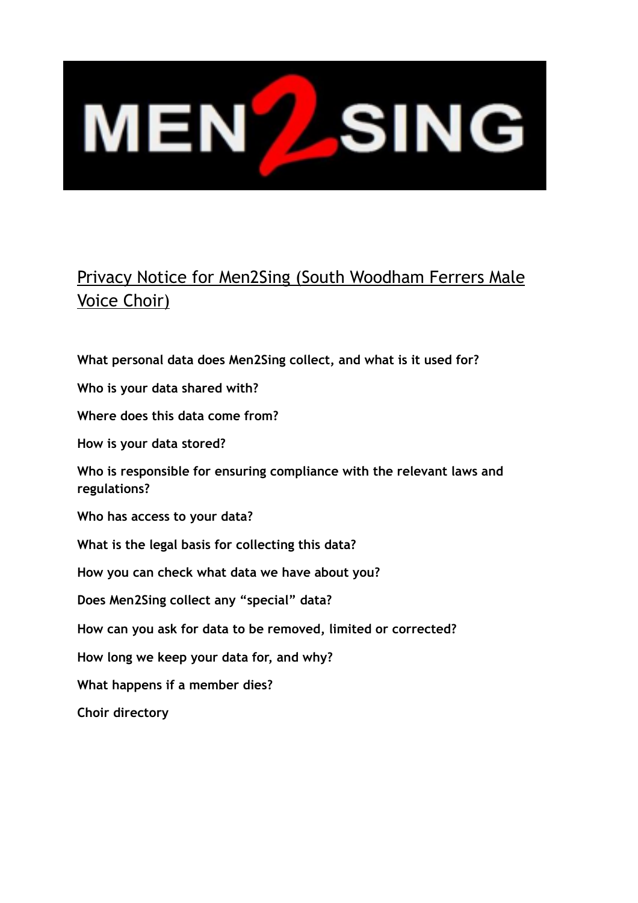MEN2SING

# Privacy Notice for Men2Sing (South Woodham Ferrers Male Voice Choir)

**What personal data does Men2Sing collect, and what is it used for?**

**Who is your data shared with?**

**Where does this data come from?**

**How is your data stored?**

**Who is responsible for ensuring compliance with the relevant laws and regulations?**

**Who has access to your data?**

**What is the legal basis for collecting this data?**

**How you can check what data we have about you?**

**Does Men2Sing collect any "special" data?**

**How can you ask for data to be removed, limited or corrected?**

**How long we keep your data for, and why?**

**What happens if a member dies?**

**Choir directory**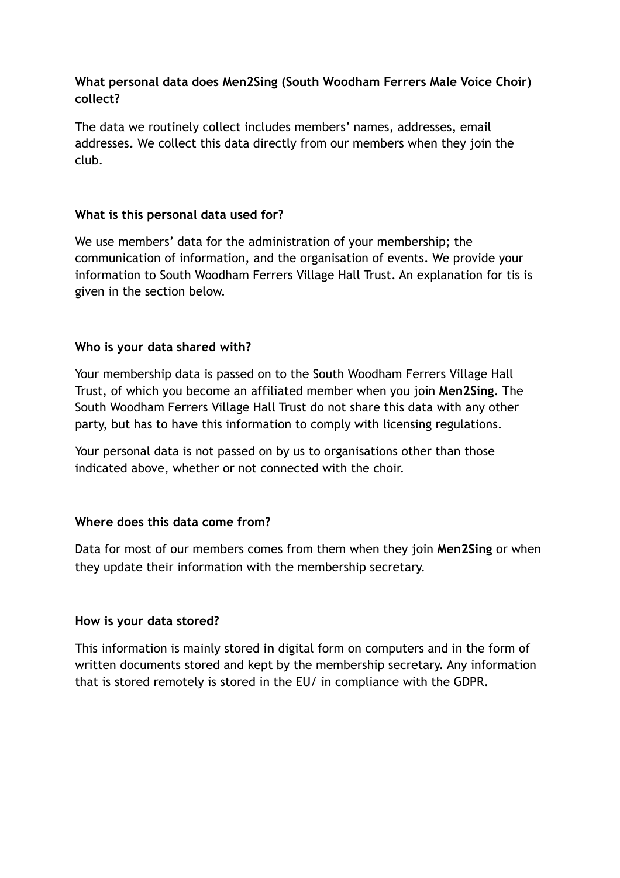**What personal data does Men2Sing (South Woodham Ferrers Male Voice Choir) collect?**

The data we routinely collect includes members' names, addresses, email addresses**.** We collect this data directly from our members when they join the club.

**What is this personal data used for?**

We use members' data for the administration of your membership; the communication of information, and the organisation of events. We provide your information to South Woodham Ferrers Village Hall Trust. An explanation for tis is given in the section below.

**Who is your data shared with?**

Your membership data is passed on to the South Woodham Ferrers Village Hall Trust, of which you become an affiliated member when you join **Men2Sing**. The South Woodham Ferrers Village Hall Trust do not share this data with any other party, but has to have this information to comply with licensing regulations.

Your personal data is not passed on by us to organisations other than those indicated above, whether or not connected with the choir.

**Where does this data come from?**

Data for most of our members comes from them when they join **Men2Sing** or when they update their information with the membership secretary.

**How is your data stored?**

This information is mainly stored **in** digital form on computers and in the form of written documents stored and kept by the membership secretary. Any information that is stored remotely is stored in the EU/ in compliance with the GDPR.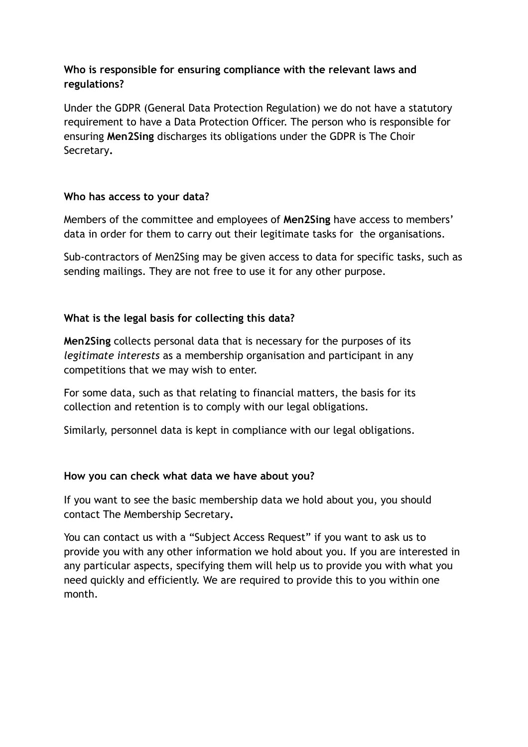### Who is responsible for ensuring compliance with the relevant laws and regulations?

Under the GDPR (General Data Protection Regulation) we do not have a statutory requirement to have a Data Protection Officer. The person who is responsible for ensuring **Men2Sing** discharges its obligations under the GDPR is The Choir Secretary**.**

### Who has access to your data?

Members of the committee and employees of **Men2Sing** have access to members' data in order for them to carry out their legitimate tasks for  the organisations.

Sub-contractors of Men2Sing may be given access to data for specific tasks, such as sending mailings. They are not free to use it for any other purpose.

### What is the legal basis for collecting this data?

**Men2Sing** collects personal data that is necessary for the purposes of its *legitimate interests* as a membership organisation and participant in any competitions that we may wish to enter.

For some data, such as that relating to financial matters, the basis for its collection and retention is to comply with our legal obligations.

Similarly, personnel data is kept in compliance with our legal obligations.

### How you can check what data we have about you?

If you want to see the basic membership data we hold about you, you should contact The Membership Secretary**.**

You can contact us with a "Subject Access Request" if you want to ask us to provide you with any other information we hold about you. If you are interested in any particular aspects, specifying them will help us to provide you with what you need quickly and efficiently. We are required to provide this to you within one month.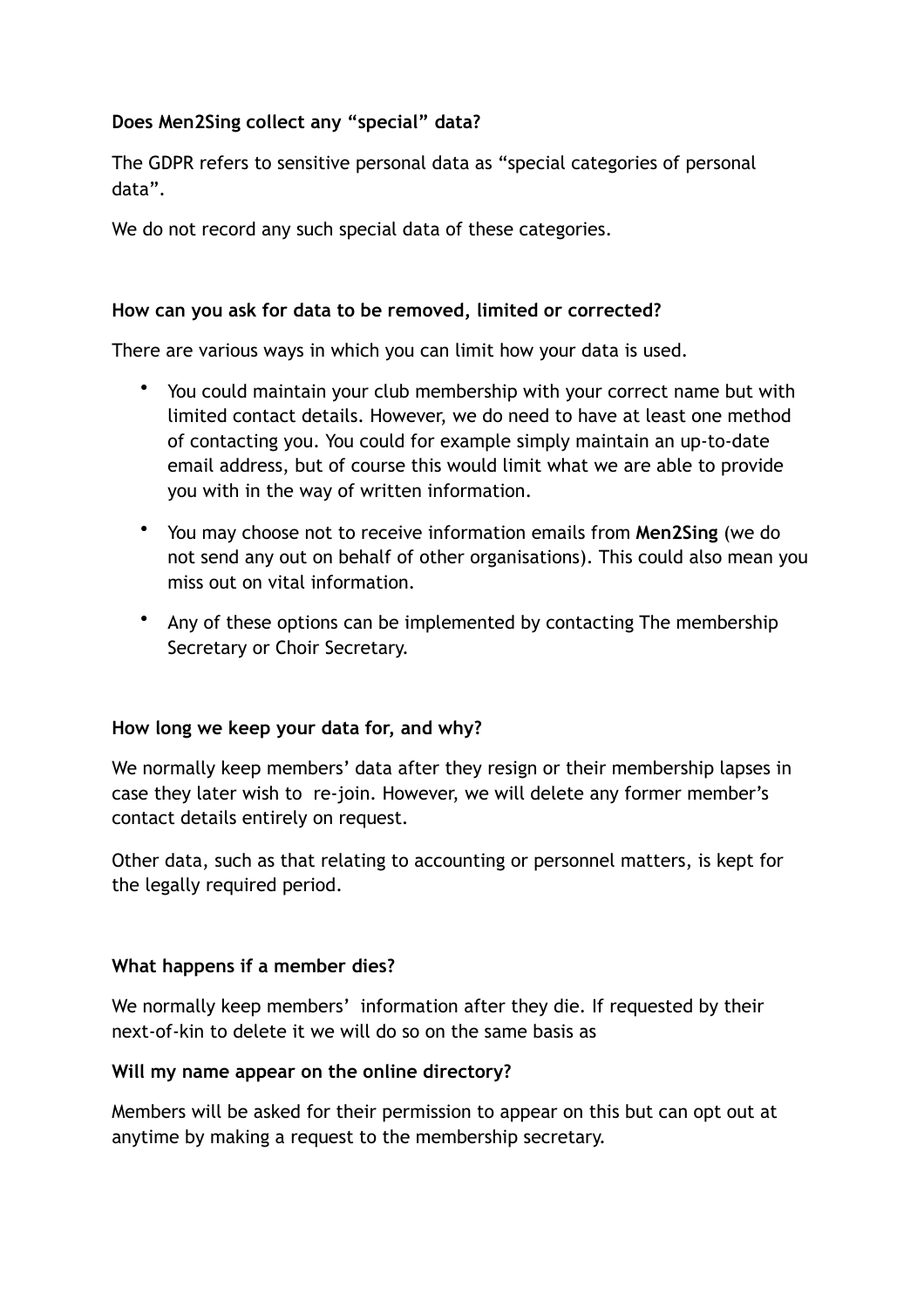**Does Men2Sing collect any "special" data?**

The GDPR refers to sensitive personal data as "special categories of personal data".

We do not record any such special data of these categories.

**How can you ask for data to be removed, limited or corrected?**

There are various ways in which you can limit how your data is used.

- You could maintain your club membership with your correct name but with limited contact details. However, we do need to have at least one method of contacting you. You could for example simply maintain an up-to-date email address, but of course this would limit what we are able to provide you with in the way of written information.
- You may choose not to receive information emails from **Men2Sing** (we do not send any out on behalf of other organisations). This could also mean you miss out on vital information.
- Any of these options can be implemented by contacting The membership Secretary or Choir Secretary.

**How long we keep your data for, and why?**

We normally keep members' data after they resign or their membership lapses in case they later wish to re-join. However, we will delete any former member's contact details entirely on request.

Other data, such as that relating to accounting or personnel matters, is kept for the legally required period.

**What happens if a member dies?**

We normally keep members' information after they die. If requested by their next-of-kin to delete it we will do so on the same basis as

**Will my name appear on the online directory?**

Members will be asked for their permission to appear on this but can opt out at anytime by making a request to the membership secretary.